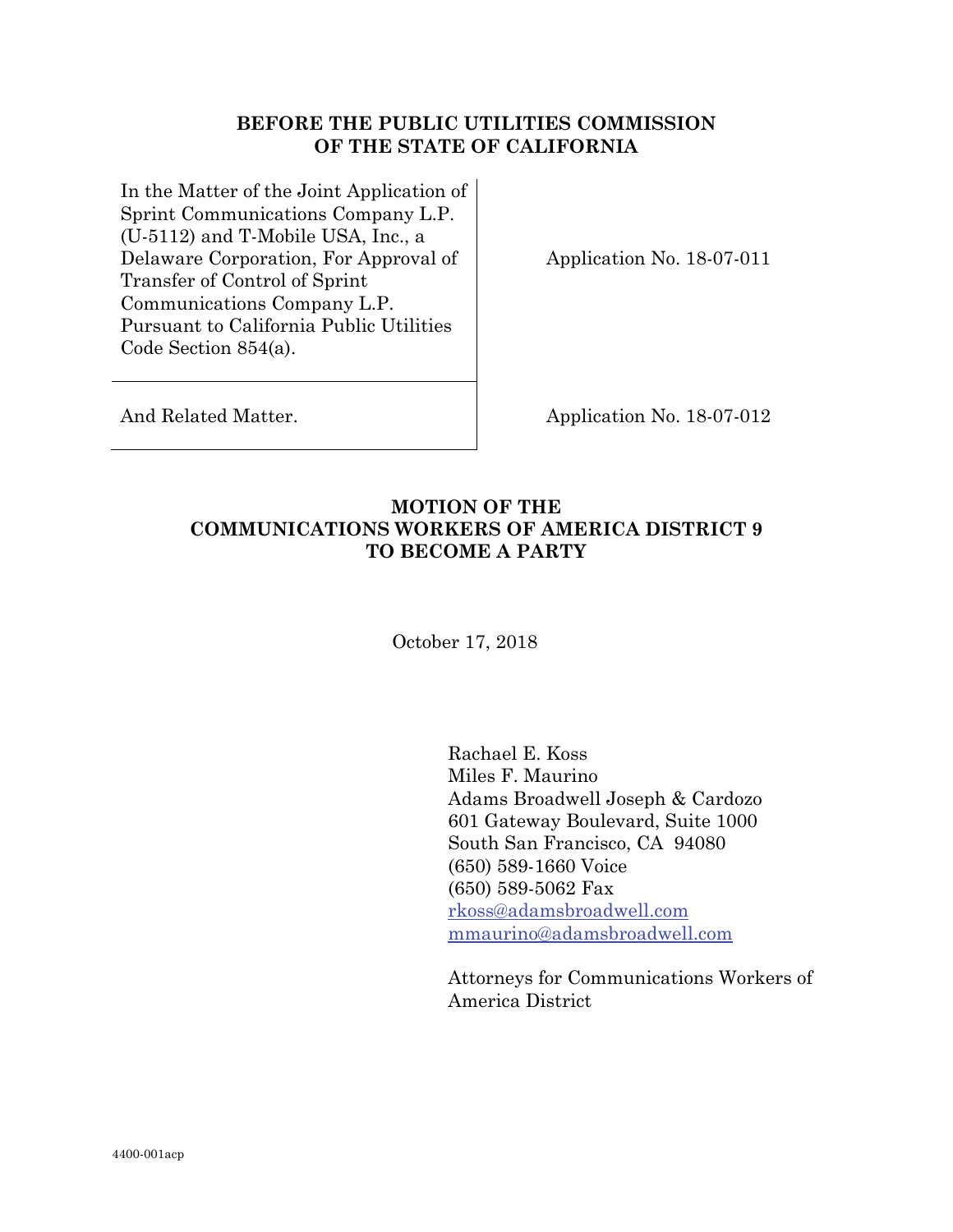**BEFORE THE PUBLIC UTILITIES COMMISSION OF THE STATE OF CALIFORNIA**

| | |
|---|---|
| In the Matter of the Joint Application of Sprint Communications Company L.P. (U-5112) and T-Mobile USA, Inc., a Delaware Corporation, For Approval of Transfer of Control of Sprint Communications Company L.P. Pursuant to California Public Utilities Code Section 854(a). | Application No. 18-07-011 |
| And Related Matter. | Application No. 18-07-012 |

**MOTION OF THE COMMUNICATIONS WORKERS OF AMERICA DISTRICT 9 TO BECOME A PARTY**

October 17, 2018

Rachael E. Koss
Miles F. Maurino
Adams Broadwell Joseph & Cardozo
601 Gateway Boulevard, Suite 1000
South San Francisco, CA 94080
(650) 589-1660 Voice
(650) 589-5062 Fax
rkoss@adamsbroadwell.com
mmaurino@adamsbroadwell.com

Attorneys for Communications Workers of America District

4400-001acp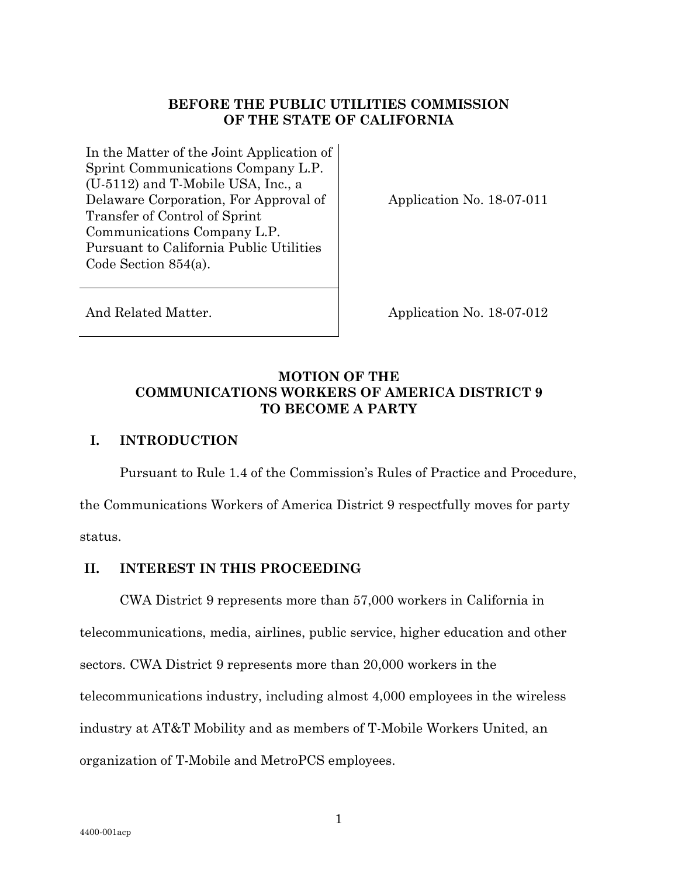**BEFORE THE PUBLIC UTILITIES COMMISSION OF THE STATE OF CALIFORNIA**

| | |
|---|---|
| In the Matter of the Joint Application of Sprint Communications Company L.P. (U-5112) and T-Mobile USA, Inc., a Delaware Corporation, For Approval of Transfer of Control of Sprint Communications Company L.P. Pursuant to California Public Utilities Code Section 854(a). | Application No. 18-07-011 |
| And Related Matter. | Application No. 18-07-012 |

# MOTION OF THE COMMUNICATIONS WORKERS OF AMERICA DISTRICT 9 TO BECOME A PARTY

## I. INTRODUCTION

Pursuant to Rule 1.4 of the Commission's Rules of Practice and Procedure, the Communications Workers of America District 9 respectfully moves for party status.

## II. INTEREST IN THIS PROCEEDING

CWA District 9 represents more than 57,000 workers in California in telecommunications, media, airlines, public service, higher education and other sectors. CWA District 9 represents more than 20,000 workers in the telecommunications industry, including almost 4,000 employees in the wireless industry at AT&T Mobility and as members of T-Mobile Workers United, an organization of T-Mobile and MetroPCS employees.

4400-001acp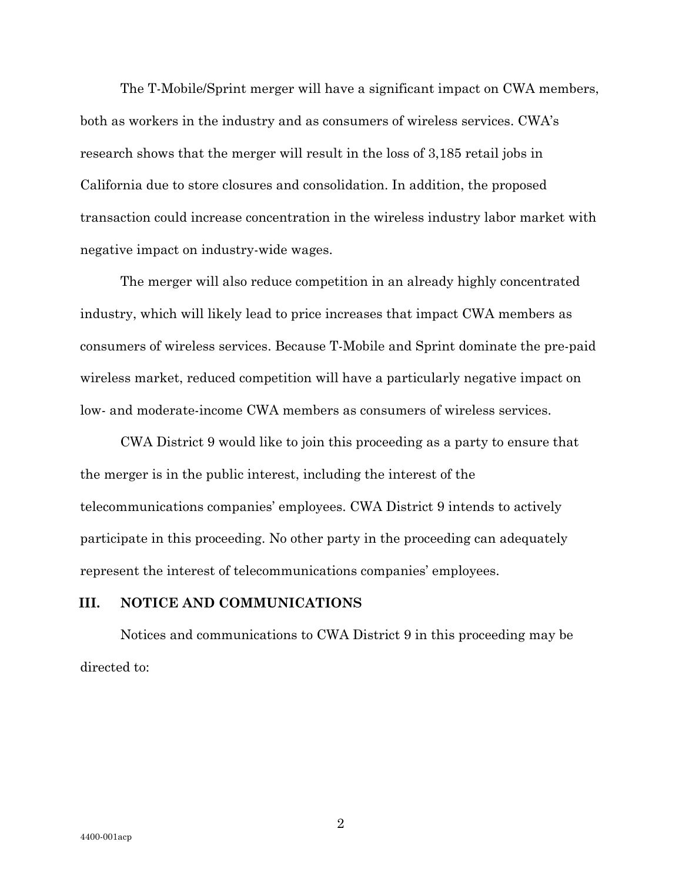The T-Mobile/Sprint merger will have a significant impact on CWA members, both as workers in the industry and as consumers of wireless services. CWA's research shows that the merger will result in the loss of 3,185 retail jobs in California due to store closures and consolidation. In addition, the proposed transaction could increase concentration in the wireless industry labor market with negative impact on industry-wide wages.

The merger will also reduce competition in an already highly concentrated industry, which will likely lead to price increases that impact CWA members as consumers of wireless services. Because T-Mobile and Sprint dominate the pre-paid wireless market, reduced competition will have a particularly negative impact on low- and moderate-income CWA members as consumers of wireless services.

CWA District 9 would like to join this proceeding as a party to ensure that the merger is in the public interest, including the interest of the telecommunications companies' employees. CWA District 9 intends to actively participate in this proceeding. No other party in the proceeding can adequately represent the interest of telecommunications companies' employees.

## III. NOTICE AND COMMUNICATIONS

Notices and communications to CWA District 9 in this proceeding may be directed to:

4400-001acp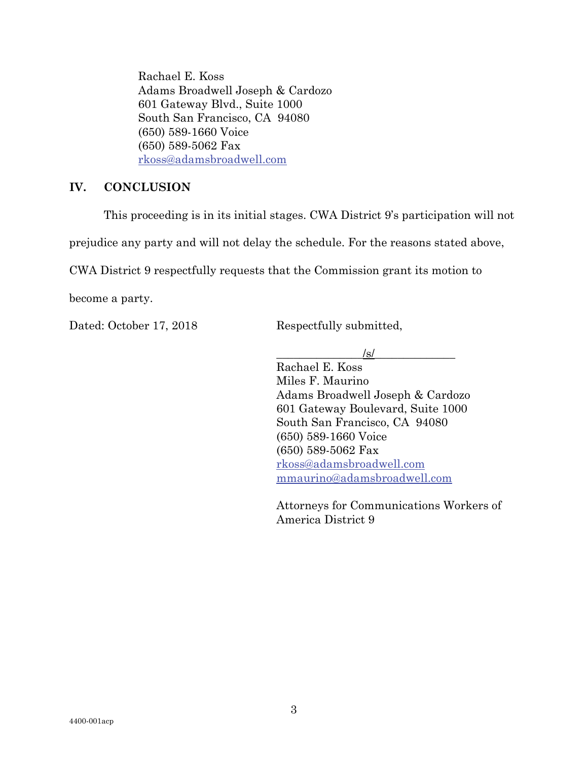Rachael E. Koss
Adams Broadwell Joseph & Cardozo
601 Gateway Blvd., Suite 1000
South San Francisco, CA 94080
(650) 589-1660 Voice
(650) 589-5062 Fax
rkoss@adamsbroadwell.com

## IV. CONCLUSION

This proceeding is in its initial stages. CWA District 9's participation will not prejudice any party and will not delay the schedule. For the reasons stated above, CWA District 9 respectfully requests that the Commission grant its motion to become a party.

Dated: October 17, 2018

Respectfully submitted,

/s/

Rachael E. Koss
Miles F. Maurino
Adams Broadwell Joseph & Cardozo
601 Gateway Boulevard, Suite 1000
South San Francisco, CA 94080
(650) 589-1660 Voice
(650) 589-5062 Fax
rkoss@adamsbroadwell.com
mmaurino@adamsbroadwell.com

Attorneys for Communications Workers of America District 9

4400-001acp